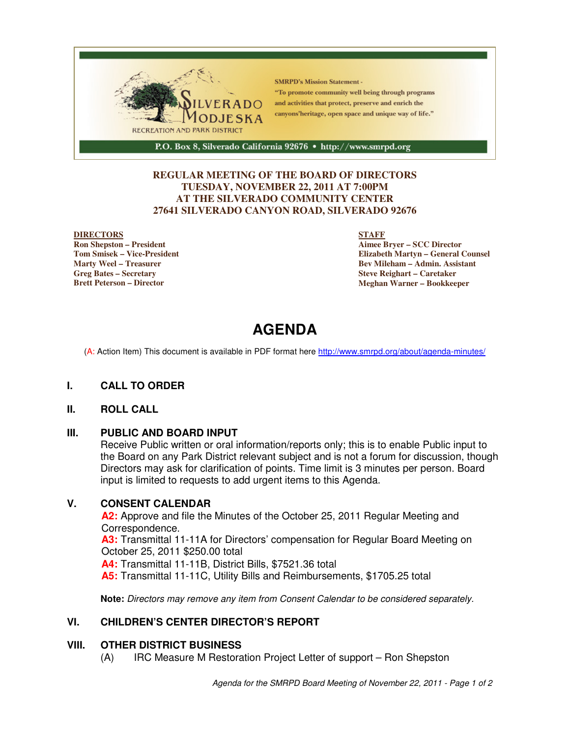SILVERADO MODJESKA

RECREATION AND PARK DISTRICT

SMRPD's Mission Statement - "To promote community well being through programs and activities that protect, preserve and enrich the canyons'heritage, open space and unique way of life."

P.O. Box 8, Silverado California 92676 • http://www.smrpd.org

**REGULAR MEETING OF THE BOARD OF DIRECTORS**
**TUESDAY, NOVEMBER 22, 2011 AT 7:00PM**
**AT THE SILVERADO COMMUNITY CENTER**
**27641 SILVERADO CANYON ROAD, SILVERADO 92676**

**DIRECTORS**
**Ron Shepston – President**
**Tom Smisek – Vice-President**
**Marty Weel – Treasurer**
**Greg Bates – Secretary**
**Brett Peterson – Director**

**STAFF**
**Aimee Bryer – SCC Director**
**Elizabeth Martyn – General Counsel**
**Bev Mileham – Admin. Assistant**
**Steve Reighart – Caretaker**
**Meghan Warner – Bookkeeper**

# AGENDA

(A: Action Item) This document is available in PDF format here http://www.smrpd.org/about/agenda-minutes/

## I. CALL TO ORDER

## II. ROLL CALL

## III. PUBLIC AND BOARD INPUT

Receive Public written or oral information/reports only; this is to enable Public input to the Board on any Park District relevant subject and is not a forum for discussion, though Directors may ask for clarification of points. Time limit is 3 minutes per person. Board input is limited to requests to add urgent items to this Agenda.

## V. CONSENT CALENDAR

**A2:** Approve and file the Minutes of the October 25, 2011 Regular Meeting and Correspondence.
**A3:** Transmittal 11-11A for Directors' compensation for Regular Board Meeting on October 25, 2011 $250.00 total
**A4:** Transmittal 11-11B, District Bills, $7521.36 total
**A5:** Transmittal 11-11C, Utility Bills and Reimbursements, $1705.25 total

**Note:** *Directors may remove any item from Consent Calendar to be considered separately.*

## VI. CHILDREN'S CENTER DIRECTOR'S REPORT

## VIII. OTHER DISTRICT BUSINESS

(A) IRC Measure M Restoration Project Letter of support – Ron Shepston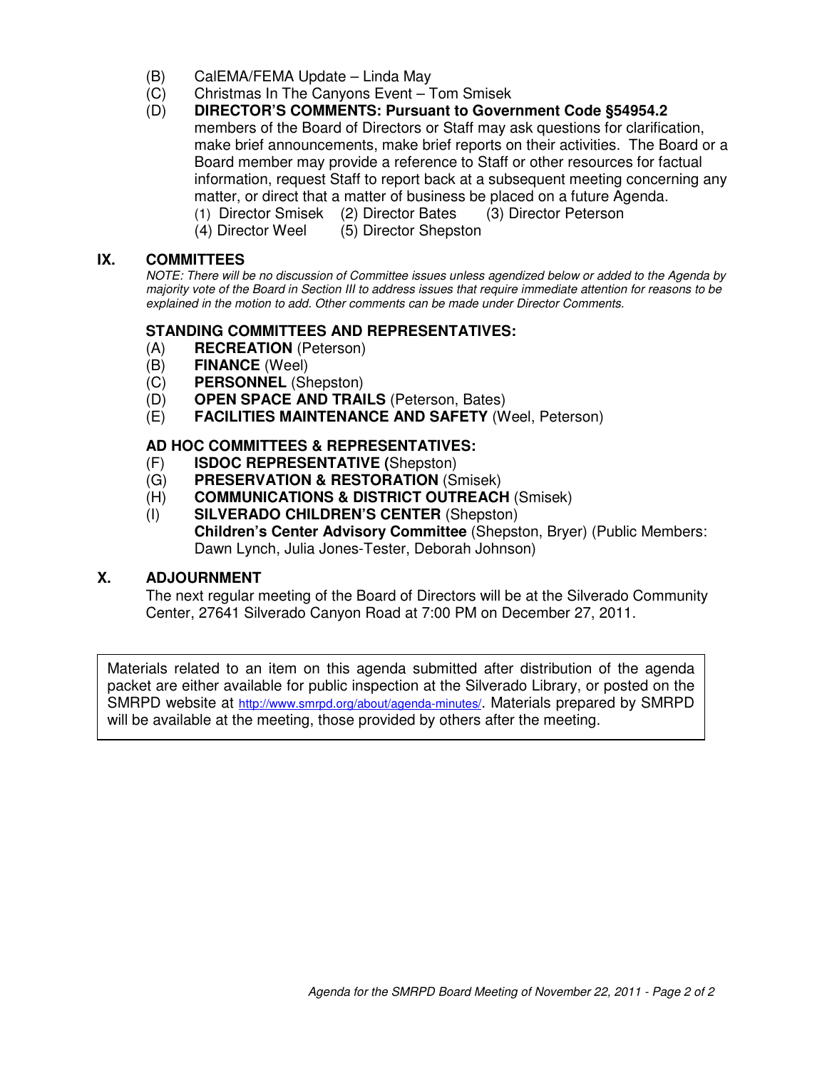(B) CalEMA/FEMA Update – Linda May

(C) Christmas In The Canyons Event – Tom Smisek

(D) **DIRECTOR'S COMMENTS: Pursuant to Government Code §54954.2** members of the Board of Directors or Staff may ask questions for clarification, make brief announcements, make brief reports on their activities. The Board or a Board member may provide a reference to Staff or other resources for factual information, request Staff to report back at a subsequent meeting concerning any matter, or direct that a matter of business be placed on a future Agenda.

(1) Director Smisek (2) Director Bates (3) Director Peterson
(4) Director Weel (5) Director Shepston

## IX. COMMITTEES

*NOTE: There will be no discussion of Committee issues unless agendized below or added to the Agenda by majority vote of the Board in Section III to address issues that require immediate attention for reasons to be explained in the motion to add. Other comments can be made under Director Comments.*

### STANDING COMMITTEES AND REPRESENTATIVES:

(A) **RECREATION** (Peterson)
(B) **FINANCE** (Weel)
(C) **PERSONNEL** (Shepston)
(D) **OPEN SPACE AND TRAILS** (Peterson, Bates)
(E) **FACILITIES MAINTENANCE AND SAFETY** (Weel, Peterson)

### AD HOC COMMITTEES & REPRESENTATIVES:

(F) **ISDOC REPRESENTATIVE (**Shepston)
(G) **PRESERVATION & RESTORATION** (Smisek)
(H) **COMMUNICATIONS & DISTRICT OUTREACH** (Smisek)
(I) **SILVERADO CHILDREN'S CENTER** (Shepston)
**Children's Center Advisory Committee** (Shepston, Bryer) (Public Members: Dawn Lynch, Julia Jones-Tester, Deborah Johnson)

## X. ADJOURNMENT

The next regular meeting of the Board of Directors will be at the Silverado Community Center, 27641 Silverado Canyon Road at 7:00 PM on December 27, 2011.

Materials related to an item on this agenda submitted after distribution of the agenda packet are either available for public inspection at the Silverado Library, or posted on the SMRPD website at http://www.smrpd.org/about/agenda-minutes/. Materials prepared by SMRPD will be available at the meeting, those provided by others after the meeting.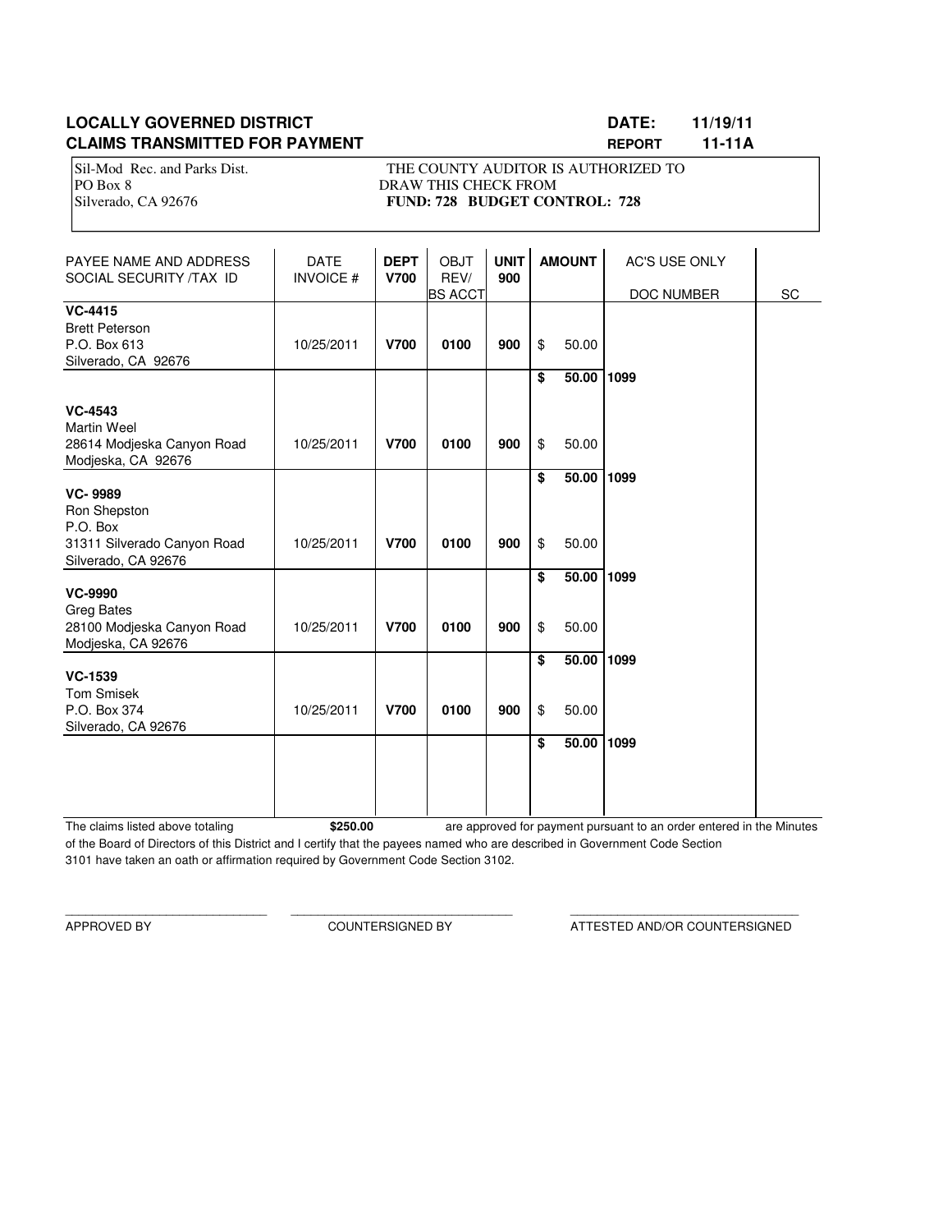**LOCALLY GOVERNED DISTRICT** **DATE: 11/19/11**
**CLAIMS TRANSMITTED FOR PAYMENT** **REPORT 11-11A**

Sil-Mod Rec. and Parks Dist.
PO Box 8
Silverado, CA 92676

THE COUNTY AUDITOR IS AUTHORIZED TO DRAW THIS CHECK FROM
**FUND: 728 BUDGET CONTROL: 728**

| PAYEE NAME AND ADDRESS SOCIAL SECURITY /TAX ID | DATE INVOICE # | DEPT V700 | OBJT REV/ BS ACCT | UNIT 900 | AMOUNT | AC'S USE ONLY DOC NUMBER | SC |
|---|---|---|---|---|---|---|---|
| **VC-4415** Brett Peterson P.O. Box 613 Silverado, CA 92676 | 10/25/2011 | **V700** | **0100** | **900** | $ 50.00 | | |
| | | | | | **$ 50.00** | **1099** | |
| **VC-4543** Martin Weel 28614 Modjeska Canyon Road Modjeska, CA 92676 | 10/25/2011 | **V700** | **0100** | **900** | $ 50.00 | | |
| | | | | | **$ 50.00** | **1099** | |
| **VC- 9989** Ron Shepston P.O. Box 31311 Silverado Canyon Road Silverado, CA 92676 | 10/25/2011 | **V700** | **0100** | **900** | $ 50.00 | | |
| | | | | | **$ 50.00** | **1099** | |
| **VC-9990** Greg Bates 28100 Modjeska Canyon Road Modjeska, CA 92676 | 10/25/2011 | **V700** | **0100** | **900** | $ 50.00 | | |
| | | | | | **$ 50.00** | **1099** | |
| **VC-1539** Tom Smisek P.O. Box 374 Silverado, CA 92676 | 10/25/2011 | **V700** | **0100** | **900** | $ 50.00 | | |
| | | | | | **$ 50.00** | **1099** | |

The claims listed above totaling **$250.00** are approved for payment pursuant to an order entered in the Minutes of the Board of Directors of this District and I certify that the payees named who are described in Government Code Section 3101 have taken an oath or affirmation required by Government Code Section 3102.

_____________________________ APPROVED BY

_____________________________ COUNTERSIGNED BY

_____________________________ ATTESTED AND/OR COUNTERSIGNED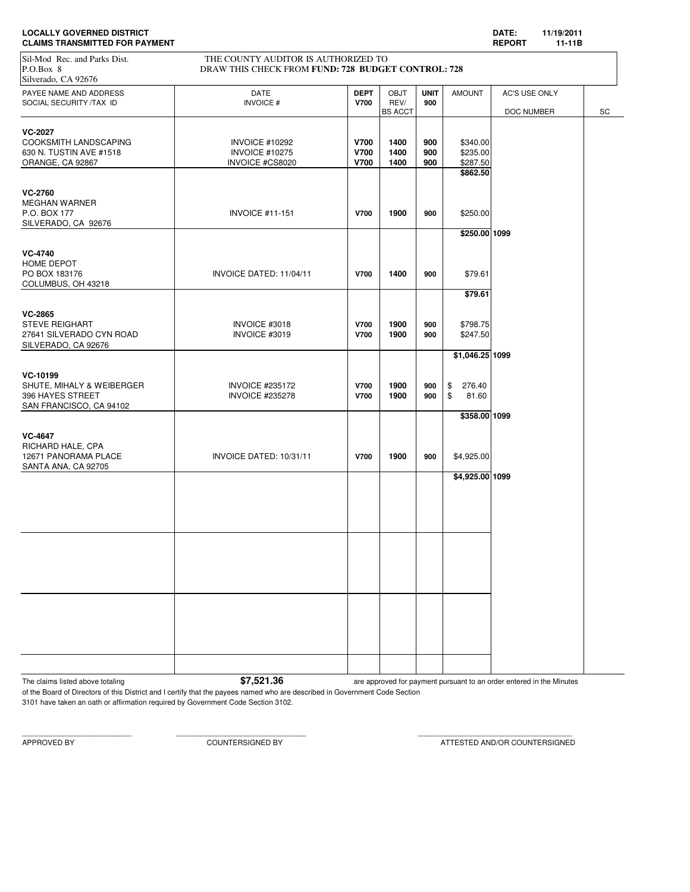**LOCALLY GOVERNED DISTRICT**
**CLAIMS TRANSMITTED FOR PAYMENT**

**DATE:** 11/19/2011
**REPORT** 11-11B

Sil-Mod Rec. and Parks Dist.
P.O.Box 8
Silverado, CA 92676

THE COUNTY AUDITOR IS AUTHORIZED TO
DRAW THIS CHECK FROM **FUND: 728 BUDGET CONTROL: 728**

| PAYEE NAME AND ADDRESS SOCIAL SECURITY /TAX ID | DATE INVOICE # | DEPT V700 | OBJT REV/ BS ACCT | UNIT 900 | AMOUNT | AC'S USE ONLY DOC NUMBER | SC |
|---|---|---|---|---|---|---|---|
| **VC-2027** | | | | | | | |
| COOKSMITH LANDSCAPING | INVOICE #10292 | **V700** | **1400** | **900** | $340.00 | | |
| 630 N. TUSTIN AVE #1518 | INVOICE #10275 | **V700** | **1400** | **900** | $235.00 | | |
| ORANGE, CA 92867 | INVOICE #CS8020 | **V700** | **1400** | **900** | $287.50 | | |
| | | | | | **$862.50** | | |
| **VC-2760** | | | | | | | |
| MEGHAN WARNER | | | | | | | |
| P.O. BOX 177 | INVOICE #11-151 | **V700** | **1900** | **900** | $250.00 | | |
| SILVERADO, CA 92676 | | | | | | | |
| | | | | | **$250.00** | **1099** | |
| **VC-4740** | | | | | | | |
| HOME DEPOT | | | | | | | |
| PO BOX 183176 | INVOICE DATED: 11/04/11 | **V700** | **1400** | **900** | $79.61 | | |
| COLUMBUS, OH 43218 | | | | | | | |
| | | | | | **$79.61** | | |
| **VC-2865** | | | | | | | |
| STEVE REIGHART | INVOICE #3018 | **V700** | **1900** | **900** | $798.75 | | |
| 27641 SILVERADO CYN ROAD | INVOICE #3019 | **V700** | **1900** | **900** | $247.50 | | |
| SILVERADO, CA 92676 | | | | | | | |
| | | | | | **$1,046.25** | **1099** | |
| **VC-10199** | | | | | | | |
| SHUTE, MIHALY & WEIBERGER | INVOICE #235172 | **V700** | **1900** | **900** | $ 276.40 | | |
| 396 HAYES STREET | INVOICE #235278 | **V700** | **1900** | **900** | $ 81.60 | | |
| SAN FRANCISCO, CA 94102 | | | | | | | |
| | | | | | **$358.00** | **1099** | |
| **VC-4647** | | | | | | | |
| RICHARD HALE, CPA | | | | | | | |
| 12671 PANORAMA PLACE | INVOICE DATED: 10/31/11 | **V700** | **1900** | **900** | $4,925.00 | | |
| SANTA ANA, CA 92705 | | | | | | | |
| | | | | | **$4,925.00** | **1099** | |

The claims listed above totaling **$7,521.36** are approved for payment pursuant to an order entered in the Minutes of the Board of Directors of this District and I certify that the payees named who are described in Government Code Section 3101 have taken an oath or affirmation required by Government Code Section 3102.

\_\_\_\_\_\_\_\_\_\_\_\_\_\_\_\_\_\_\_\_\_\_\_\_ APPROVED BY

\_\_\_\_\_\_\_\_\_\_\_\_\_\_\_\_\_\_\_\_\_\_\_\_ COUNTERSIGNED BY

\_\_\_\_\_\_\_\_\_\_\_\_\_\_\_\_\_\_\_\_\_\_\_\_ ATTESTED AND/OR COUNTERSIGNED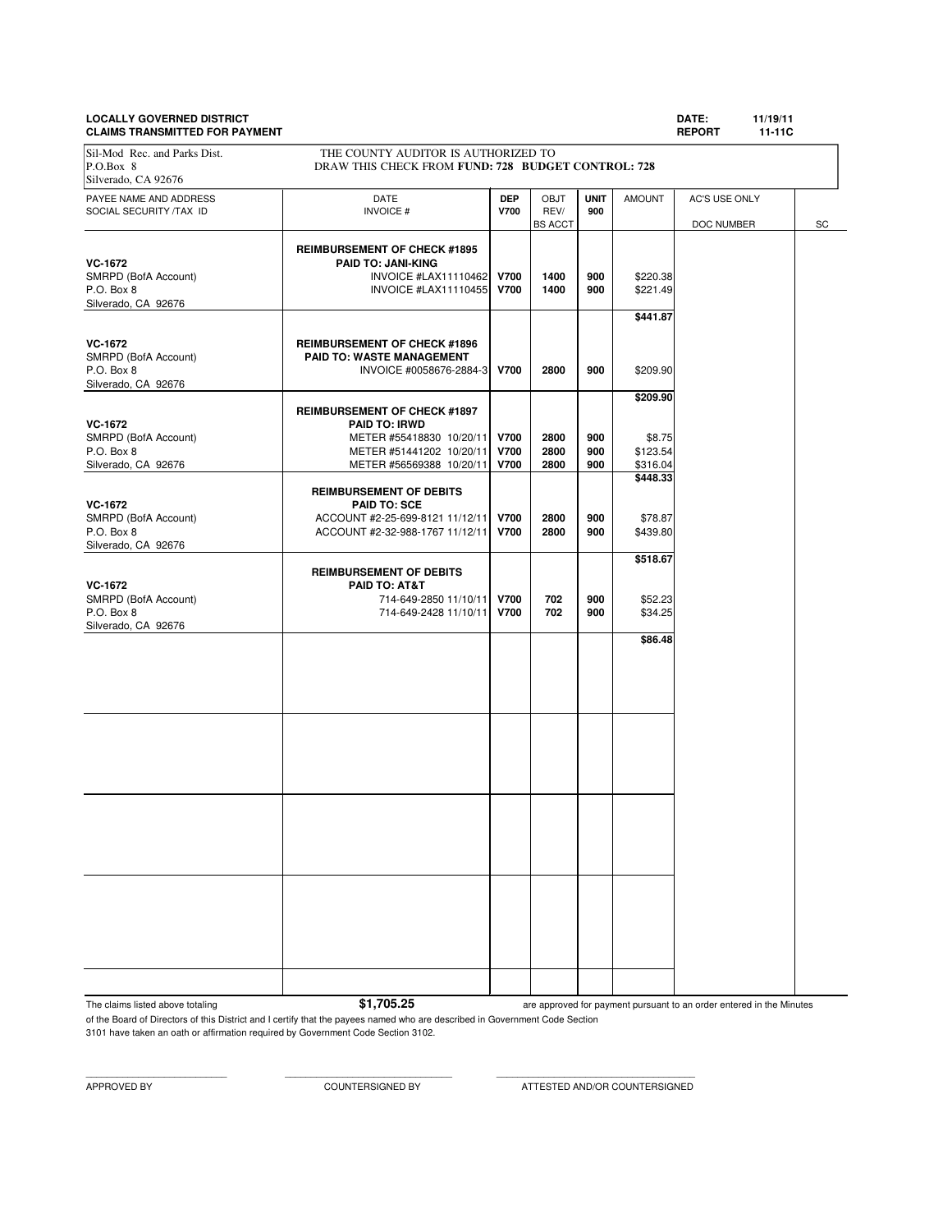**LOCALLY GOVERNED DISTRICT** **DATE: 11/19/11**
**CLAIMS TRANSMITTED FOR PAYMENT** **REPORT 11-11C**

Sil-Mod Rec. and Parks Dist.
P.O.Box 8
Silverado, CA 92676

THE COUNTY AUDITOR IS AUTHORIZED TO DRAW THIS CHECK FROM **FUND: 728 BUDGET CONTROL: 728**

| PAYEE NAME AND ADDRESS SOCIAL SECURITY /TAX ID | DATE INVOICE # | DEP V700 | OBJT REV/ BS ACCT | UNIT 900 | AMOUNT | AC'S USE ONLY DOC NUMBER | SC |
|---|---|---|---|---|---|---|---|
| **VC-1672** SMRPD (BofA Account) P.O. Box 8 Silverado, CA 92676 | **REIMBURSEMENT OF CHECK #1895** **PAID TO: JANI-KING** | | | | | | |
| | INVOICE #LAX11110462 | **V700** | **1400** | **900** | $220.38 | | |
| | INVOICE #LAX11110455 | **V700** | **1400** | **900** | $221.49 | | |
| | | | | | **$441.87** | | |
| **VC-1672** SMRPD (BofA Account) P.O. Box 8 Silverado, CA 92676 | **REIMBURSEMENT OF CHECK #1896** **PAID TO: WASTE MANAGEMENT** | | | | | | |
| | INVOICE #0058676-2884-3 | **V700** | **2800** | **900** | $209.90 | | |
| | | | | | **$209.90** | | |
| **VC-1672** SMRPD (BofA Account) P.O. Box 8 Silverado, CA 92676 | **REIMBURSEMENT OF CHECK #1897** **PAID TO: IRWD** | | | | | | |
| | METER #55418830 10/20/11 | **V700** | **2800** | **900** | $8.75 | | |
| | METER #51441202 10/20/11 | **V700** | **2800** | **900** | $123.54 | | |
| | METER #56569388 10/20/11 | **V700** | **2800** | **900** | $316.04 | | |
| | | | | | **$448.33** | | |
| **VC-1672** SMRPD (BofA Account) P.O. Box 8 Silverado, CA 92676 | **REIMBURSEMENT OF DEBITS** **PAID TO: SCE** | | | | | | |
| | ACCOUNT #2-25-699-8121 11/12/11 | **V700** | **2800** | **900** | $78.87 | | |
| | ACCOUNT #2-32-988-1767 11/12/11 | **V700** | **2800** | **900** | $439.80 | | |
| | | | | | **$518.67** | | |
| **VC-1672** SMRPD (BofA Account) P.O. Box 8 Silverado, CA 92676 | **REIMBURSEMENT OF DEBITS** **PAID TO: AT&T** | | | | | | |
| | 714-649-2850 11/10/11 | **V700** | **702** | **900** | $52.23 | | |
| | 714-649-2428 11/10/11 | **V700** | **702** | **900** | $34.25 | | |
| | | | | | **$86.48** | | |

The claims listed above totaling **$1,705.25** are approved for payment pursuant to an order entered in the Minutes of the Board of Directors of this District and I certify that the payees named who are described in Government Code Section 3101 have taken an oath or affirmation required by Government Code Section 3102.

APPROVED BY _______________ COUNTERSIGNED BY _______________ ATTESTED AND/OR COUNTERSIGNED _______________